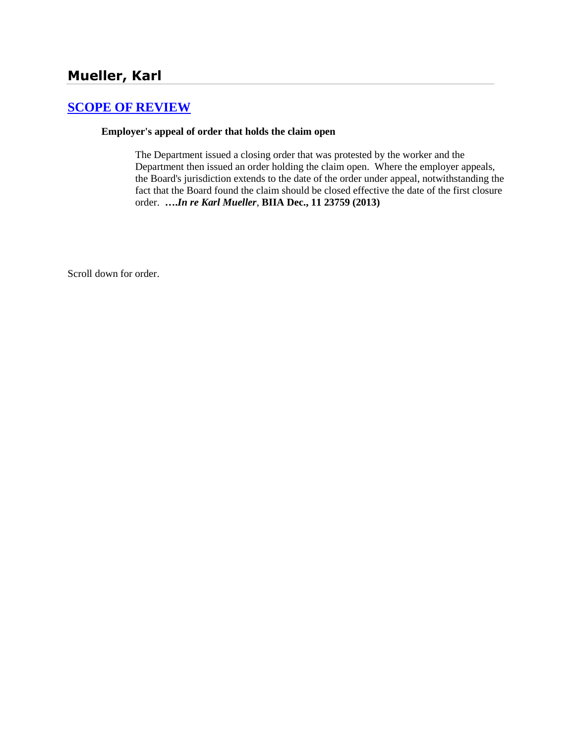# Mueller, Karl

## [SCOPE OF REVIEW](#)

**Employer's appeal of order that holds the claim open**

The Department issued a closing order that was protested by the worker and the Department then issued an order holding the claim open. Where the employer appeals, the Board's jurisdiction extends to the date of the order under appeal, notwithstanding the fact that the Board found the claim should be closed effective the date of the first closure order. ***….In re Karl Mueller*, BIIA Dec., 11 23759 (2013)**

Scroll down for order.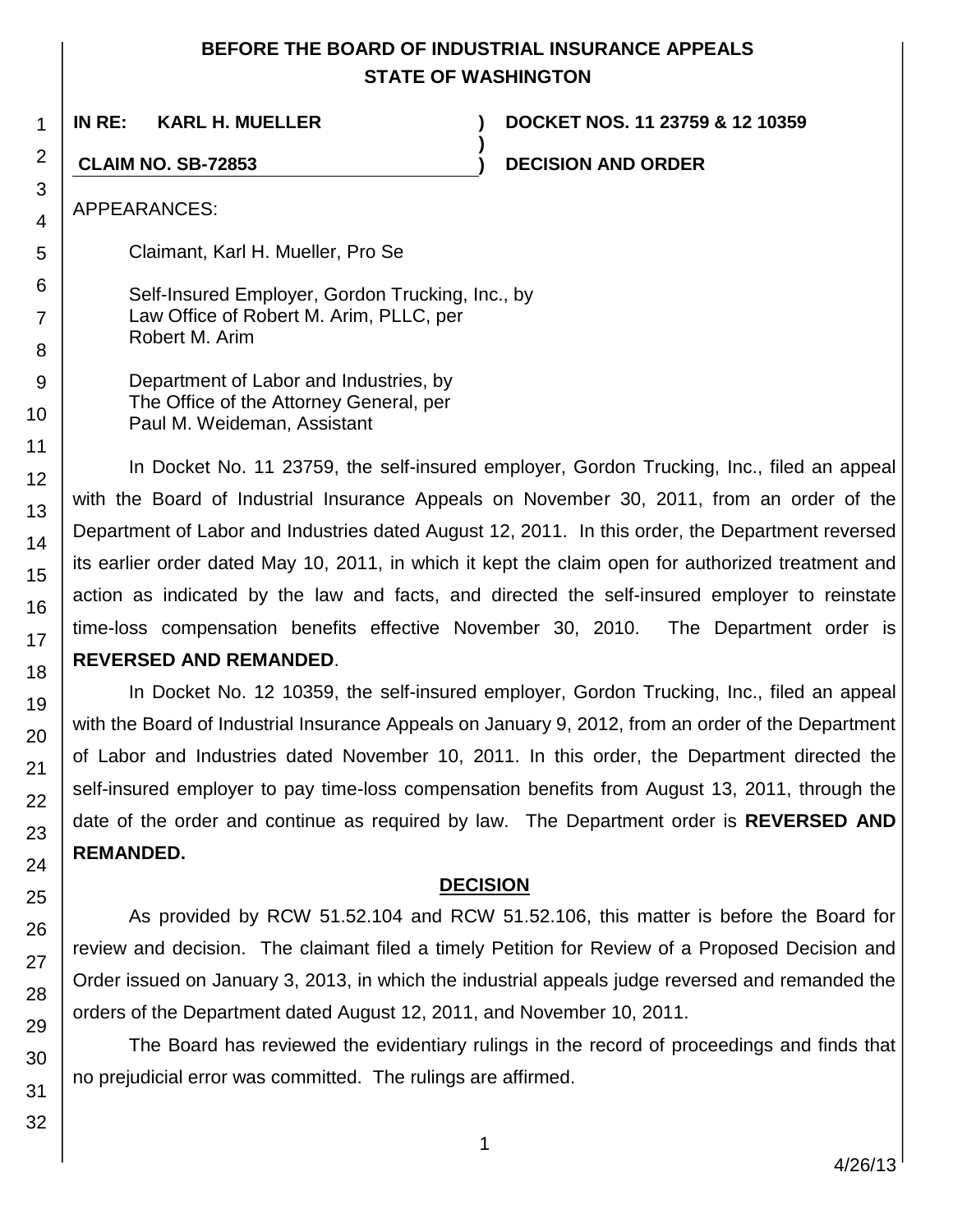**BEFORE THE BOARD OF INDUSTRIAL INSURANCE APPEALS**
**STATE OF WASHINGTON**

| | | |
|---|---|---|
| **IN RE: KARL H. MUELLER** | **)** | **DOCKET NOS. 11 23759 & 12 10359** |
| | **)** | |
| **CLAIM NO. SB-72853** | **)** | **DECISION AND ORDER** |

APPEARANCES:

Claimant, Karl H. Mueller, Pro Se

Self-Insured Employer, Gordon Trucking, Inc., by
Law Office of Robert M. Arim, PLLC, per
Robert M. Arim

Department of Labor and Industries, by
The Office of the Attorney General, per
Paul M. Weideman, Assistant

In Docket No. 11 23759, the self-insured employer, Gordon Trucking, Inc., filed an appeal with the Board of Industrial Insurance Appeals on November 30, 2011, from an order of the Department of Labor and Industries dated August 12, 2011. In this order, the Department reversed its earlier order dated May 10, 2011, in which it kept the claim open for authorized treatment and action as indicated by the law and facts, and directed the self-insured employer to reinstate time-loss compensation benefits effective November 30, 2010. The Department order is **REVERSED AND REMANDED**.

In Docket No. 12 10359, the self-insured employer, Gordon Trucking, Inc., filed an appeal with the Board of Industrial Insurance Appeals on January 9, 2012, from an order of the Department of Labor and Industries dated November 10, 2011. In this order, the Department directed the self-insured employer to pay time-loss compensation benefits from August 13, 2011, through the date of the order and continue as required by law. The Department order is **REVERSED AND REMANDED.**

## DECISION

As provided by RCW 51.52.104 and RCW 51.52.106, this matter is before the Board for review and decision. The claimant filed a timely Petition for Review of a Proposed Decision and Order issued on January 3, 2013, in which the industrial appeals judge reversed and remanded the orders of the Department dated August 12, 2011, and November 10, 2011.

The Board has reviewed the evidentiary rulings in the record of proceedings and finds that no prejudicial error was committed. The rulings are affirmed.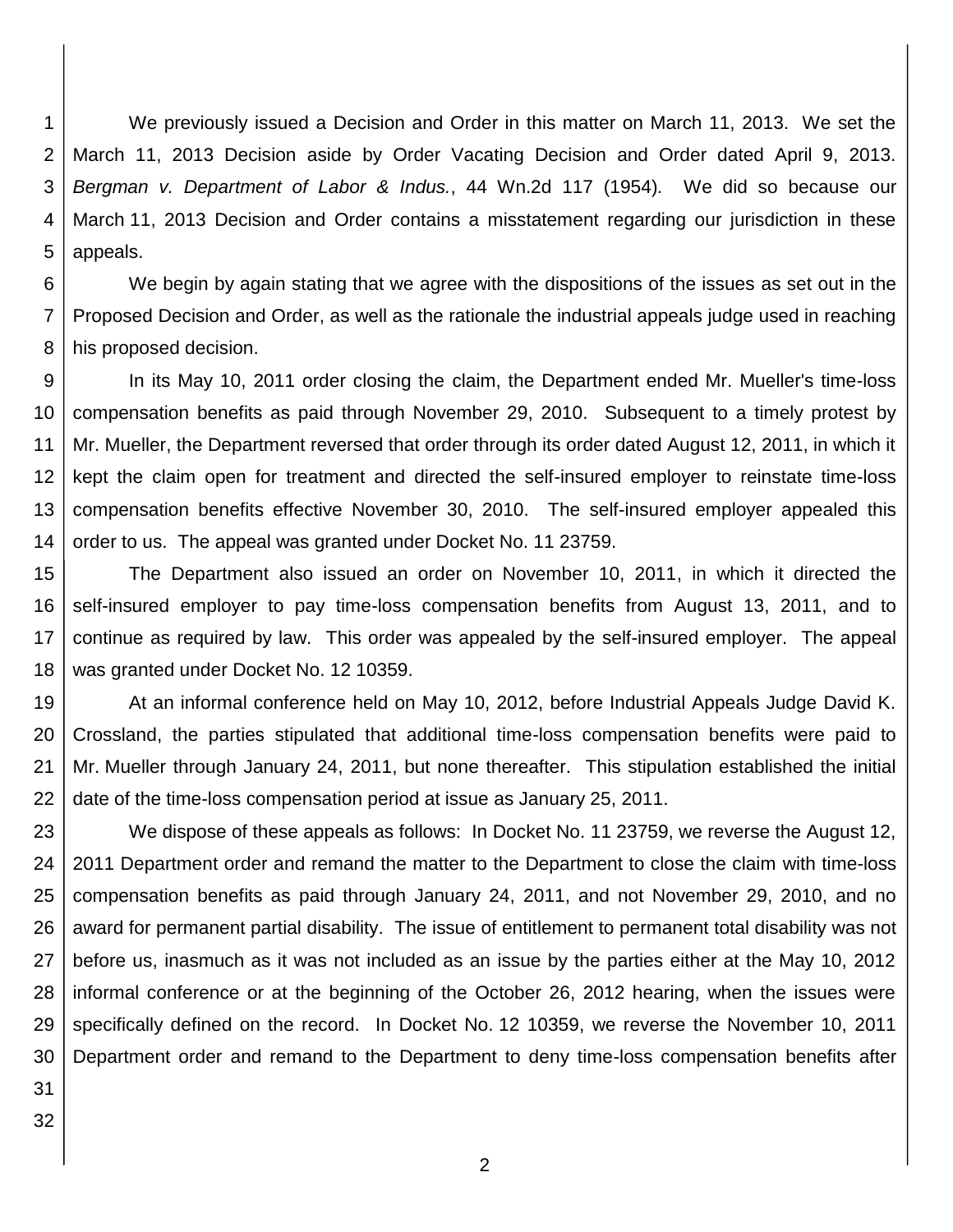We previously issued a Decision and Order in this matter on March 11, 2013. We set the March 11, 2013 Decision aside by Order Vacating Decision and Order dated April 9, 2013. *Bergman v. Department of Labor & Indus.*, 44 Wn.2d 117 (1954). We did so because our March 11, 2013 Decision and Order contains a misstatement regarding our jurisdiction in these appeals.

We begin by again stating that we agree with the dispositions of the issues as set out in the Proposed Decision and Order, as well as the rationale the industrial appeals judge used in reaching his proposed decision.

In its May 10, 2011 order closing the claim, the Department ended Mr. Mueller's time-loss compensation benefits as paid through November 29, 2010. Subsequent to a timely protest by Mr. Mueller, the Department reversed that order through its order dated August 12, 2011, in which it kept the claim open for treatment and directed the self-insured employer to reinstate time-loss compensation benefits effective November 30, 2010. The self-insured employer appealed this order to us. The appeal was granted under Docket No. 11 23759.

The Department also issued an order on November 10, 2011, in which it directed the self-insured employer to pay time-loss compensation benefits from August 13, 2011, and to continue as required by law. This order was appealed by the self-insured employer. The appeal was granted under Docket No. 12 10359.

At an informal conference held on May 10, 2012, before Industrial Appeals Judge David K. Crossland, the parties stipulated that additional time-loss compensation benefits were paid to Mr. Mueller through January 24, 2011, but none thereafter. This stipulation established the initial date of the time-loss compensation period at issue as January 25, 2011.

We dispose of these appeals as follows: In Docket No. 11 23759, we reverse the August 12, 2011 Department order and remand the matter to the Department to close the claim with time-loss compensation benefits as paid through January 24, 2011, and not November 29, 2010, and no award for permanent partial disability. The issue of entitlement to permanent total disability was not before us, inasmuch as it was not included as an issue by the parties either at the May 10, 2012 informal conference or at the beginning of the October 26, 2012 hearing, when the issues were specifically defined on the record. In Docket No. 12 10359, we reverse the November 10, 2011 Department order and remand to the Department to deny time-loss compensation benefits after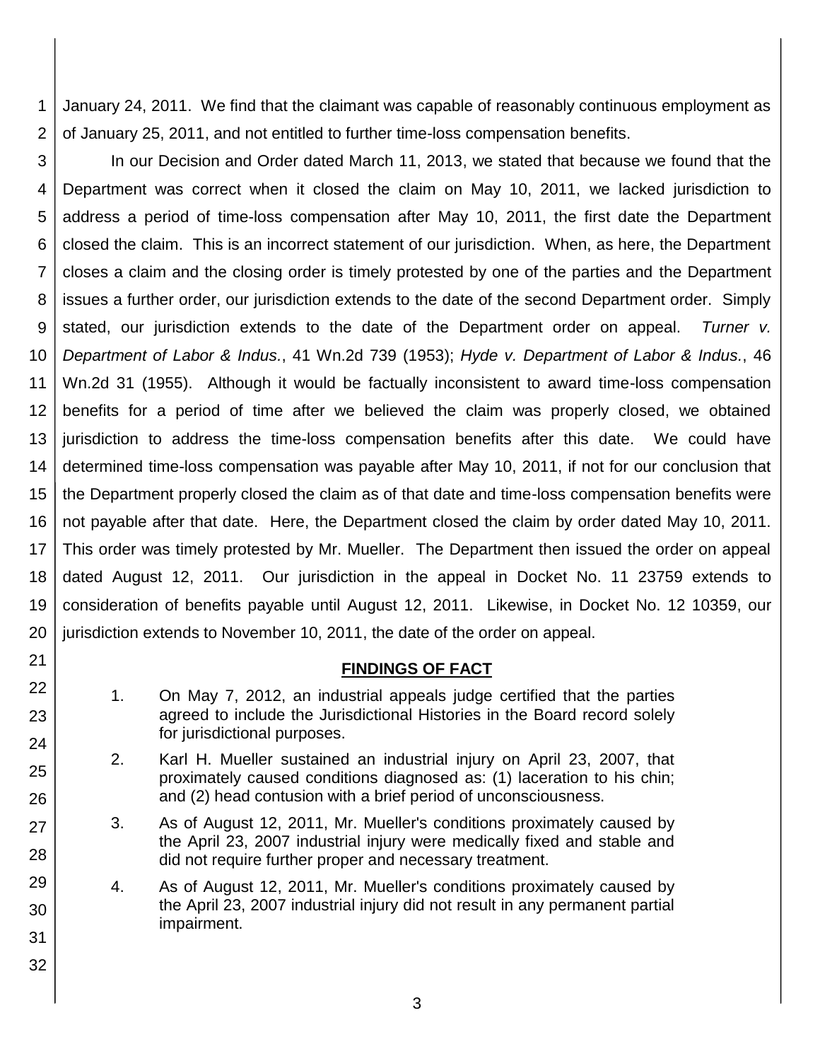January 24, 2011. We find that the claimant was capable of reasonably continuous employment as of January 25, 2011, and not entitled to further time-loss compensation benefits.

In our Decision and Order dated March 11, 2013, we stated that because we found that the Department was correct when it closed the claim on May 10, 2011, we lacked jurisdiction to address a period of time-loss compensation after May 10, 2011, the first date the Department closed the claim. This is an incorrect statement of our jurisdiction. When, as here, the Department closes a claim and the closing order is timely protested by one of the parties and the Department issues a further order, our jurisdiction extends to the date of the second Department order. Simply stated, our jurisdiction extends to the date of the Department order on appeal. *Turner v. Department of Labor & Indus.*, 41 Wn.2d 739 (1953); *Hyde v. Department of Labor & Indus.*, 46 Wn.2d 31 (1955). Although it would be factually inconsistent to award time-loss compensation benefits for a period of time after we believed the claim was properly closed, we obtained jurisdiction to address the time-loss compensation benefits after this date. We could have determined time-loss compensation was payable after May 10, 2011, if not for our conclusion that the Department properly closed the claim as of that date and time-loss compensation benefits were not payable after that date. Here, the Department closed the claim by order dated May 10, 2011. This order was timely protested by Mr. Mueller. The Department then issued the order on appeal dated August 12, 2011. Our jurisdiction in the appeal in Docket No. 11 23759 extends to consideration of benefits payable until August 12, 2011. Likewise, in Docket No. 12 10359, our jurisdiction extends to November 10, 2011, the date of the order on appeal.

## FINDINGS OF FACT

1. On May 7, 2012, an industrial appeals judge certified that the parties agreed to include the Jurisdictional Histories in the Board record solely for jurisdictional purposes.
2. Karl H. Mueller sustained an industrial injury on April 23, 2007, that proximately caused conditions diagnosed as: (1) laceration to his chin; and (2) head contusion with a brief period of unconsciousness.
3. As of August 12, 2011, Mr. Mueller's conditions proximately caused by the April 23, 2007 industrial injury were medically fixed and stable and did not require further proper and necessary treatment.
4. As of August 12, 2011, Mr. Mueller's conditions proximately caused by the April 23, 2007 industrial injury did not result in any permanent partial impairment.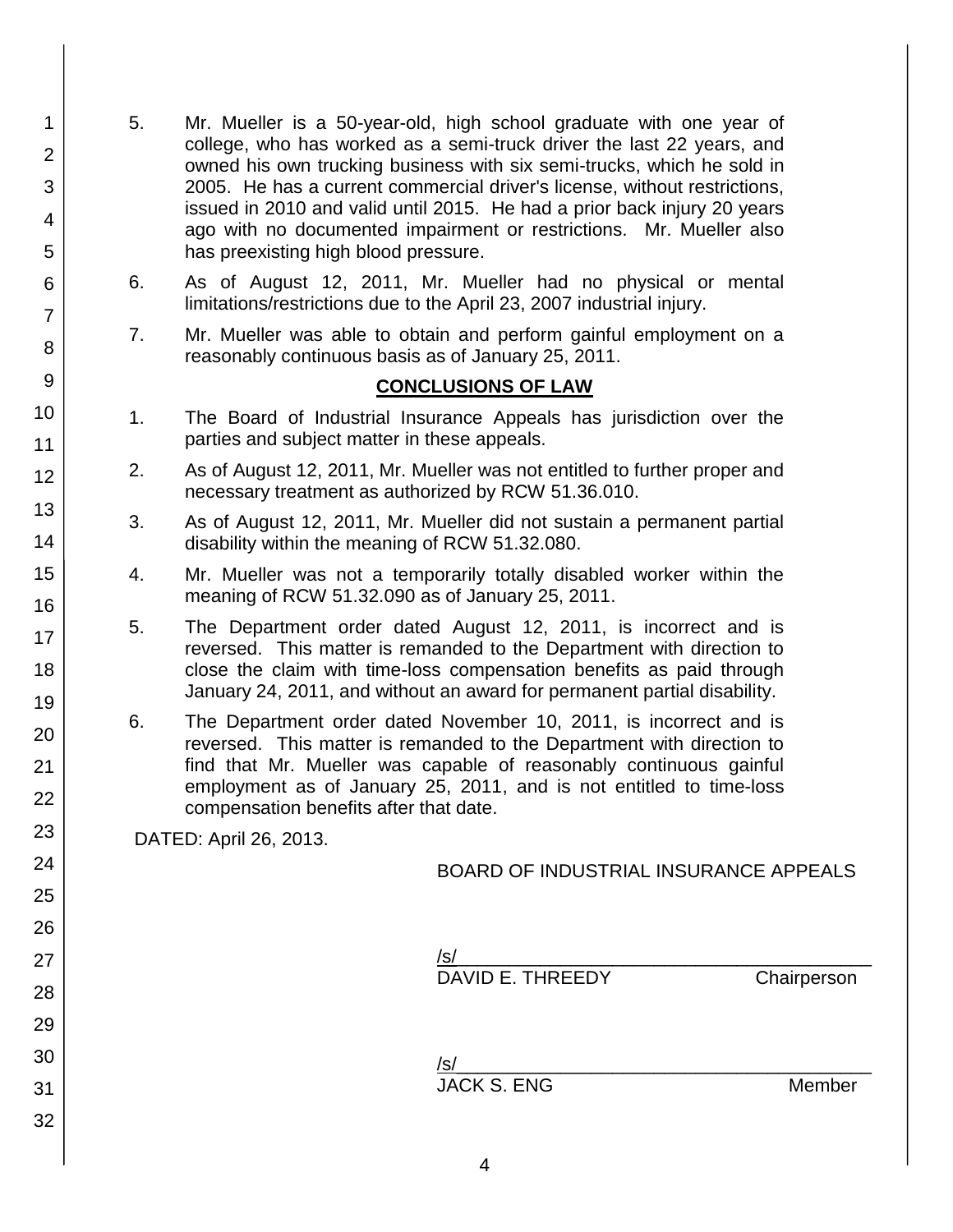5. Mr. Mueller is a 50-year-old, high school graduate with one year of college, who has worked as a semi-truck driver the last 22 years, and owned his own trucking business with six semi-trucks, which he sold in 2005. He has a current commercial driver's license, without restrictions, issued in 2010 and valid until 2015. He had a prior back injury 20 years ago with no documented impairment or restrictions. Mr. Mueller also has preexisting high blood pressure.

6. As of August 12, 2011, Mr. Mueller had no physical or mental limitations/restrictions due to the April 23, 2007 industrial injury.

7. Mr. Mueller was able to obtain and perform gainful employment on a reasonably continuous basis as of January 25, 2011.

## CONCLUSIONS OF LAW

1. The Board of Industrial Insurance Appeals has jurisdiction over the parties and subject matter in these appeals.

2. As of August 12, 2011, Mr. Mueller was not entitled to further proper and necessary treatment as authorized by RCW 51.36.010.

3. As of August 12, 2011, Mr. Mueller did not sustain a permanent partial disability within the meaning of RCW 51.32.080.

4. Mr. Mueller was not a temporarily totally disabled worker within the meaning of RCW 51.32.090 as of January 25, 2011.

5. The Department order dated August 12, 2011, is incorrect and is reversed. This matter is remanded to the Department with direction to close the claim with time-loss compensation benefits as paid through January 24, 2011, and without an award for permanent partial disability.

6. The Department order dated November 10, 2011, is incorrect and is reversed. This matter is remanded to the Department with direction to find that Mr. Mueller was capable of reasonably continuous gainful employment as of January 25, 2011, and is not entitled to time-loss compensation benefits after that date.

DATED: April 26, 2013.

BOARD OF INDUSTRIAL INSURANCE APPEALS

/s/
DAVID E. THREEDY Chairperson

/s/
JACK S. ENG Member